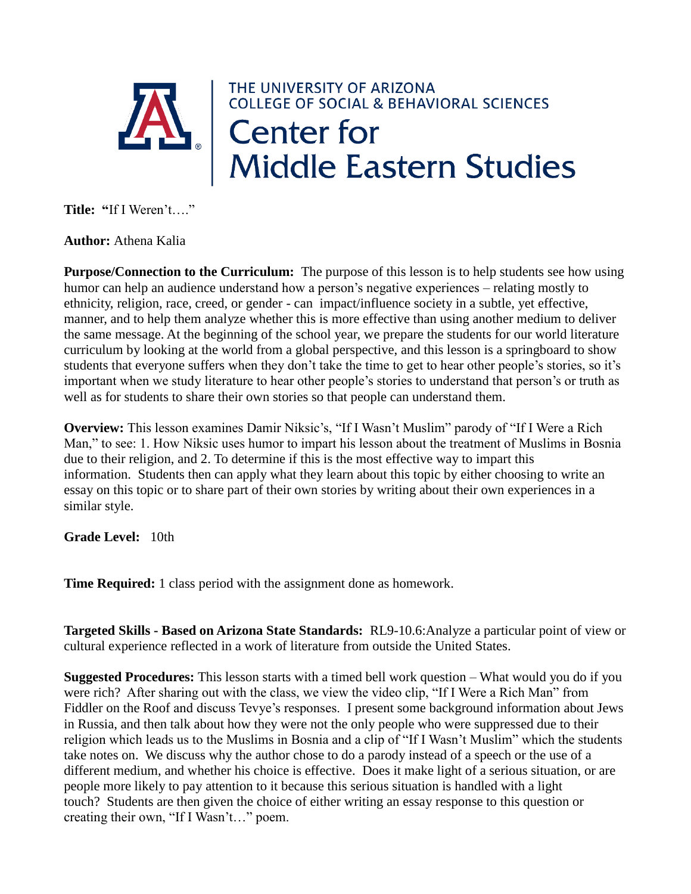THE UNIVERSITY OF ARIZONA
COLLEGE OF SOCIAL & BEHAVIORAL SCIENCES

# Center for Middle Eastern Studies

**Title: "**If I Weren't…."

**Author:** Athena Kalia

**Purpose/Connection to the Curriculum:** The purpose of this lesson is to help students see how using humor can help an audience understand how a person's negative experiences – relating mostly to ethnicity, religion, race, creed, or gender - can impact/influence society in a subtle, yet effective, manner, and to help them analyze whether this is more effective than using another medium to deliver the same message. At the beginning of the school year, we prepare the students for our world literature curriculum by looking at the world from a global perspective, and this lesson is a springboard to show students that everyone suffers when they don't take the time to get to hear other people's stories, so it's important when we study literature to hear other people's stories to understand that person's or truth as well as for students to share their own stories so that people can understand them.

**Overview:** This lesson examines Damir Niksic's, "If I Wasn't Muslim" parody of "If I Were a Rich Man," to see: 1. How Niksic uses humor to impart his lesson about the treatment of Muslims in Bosnia due to their religion, and 2. To determine if this is the most effective way to impart this information. Students then can apply what they learn about this topic by either choosing to write an essay on this topic or to share part of their own stories by writing about their own experiences in a similar style.

**Grade Level:** 10th

**Time Required:** 1 class period with the assignment done as homework.

**Targeted Skills - Based on Arizona State Standards:** RL9-10.6:Analyze a particular point of view or cultural experience reflected in a work of literature from outside the United States.

**Suggested Procedures:** This lesson starts with a timed bell work question – What would you do if you were rich? After sharing out with the class, we view the video clip, "If I Were a Rich Man" from Fiddler on the Roof and discuss Tevye's responses. I present some background information about Jews in Russia, and then talk about how they were not the only people who were suppressed due to their religion which leads us to the Muslims in Bosnia and a clip of "If I Wasn't Muslim" which the students take notes on. We discuss why the author chose to do a parody instead of a speech or the use of a different medium, and whether his choice is effective. Does it make light of a serious situation, or are people more likely to pay attention to it because this serious situation is handled with a light touch? Students are then given the choice of either writing an essay response to this question or creating their own, "If I Wasn't…" poem.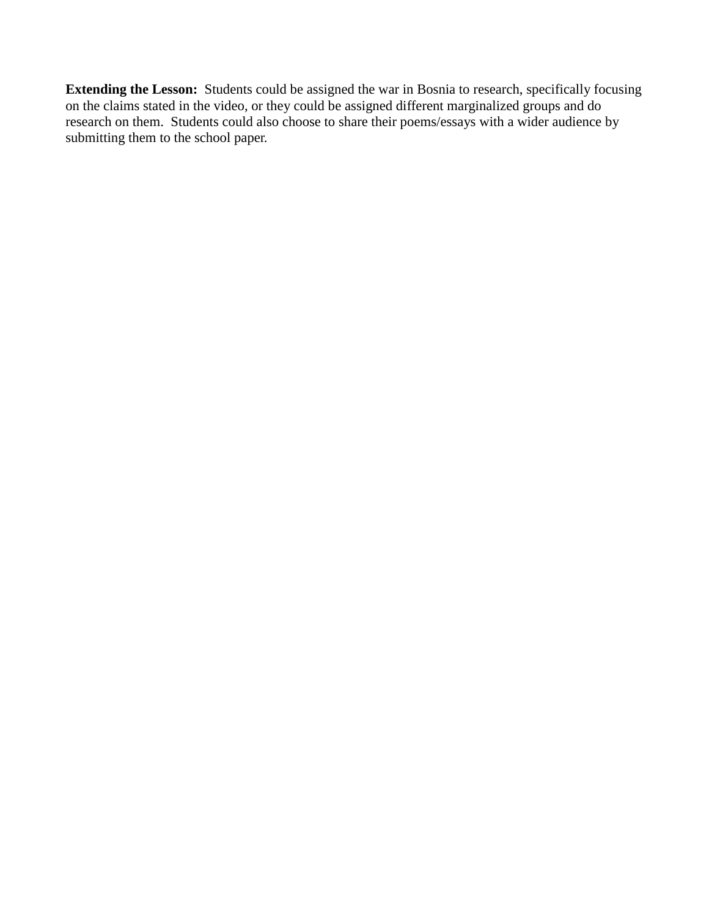**Extending the Lesson:** Students could be assigned the war in Bosnia to research, specifically focusing on the claims stated in the video, or they could be assigned different marginalized groups and do research on them. Students could also choose to share their poems/essays with a wider audience by submitting them to the school paper.